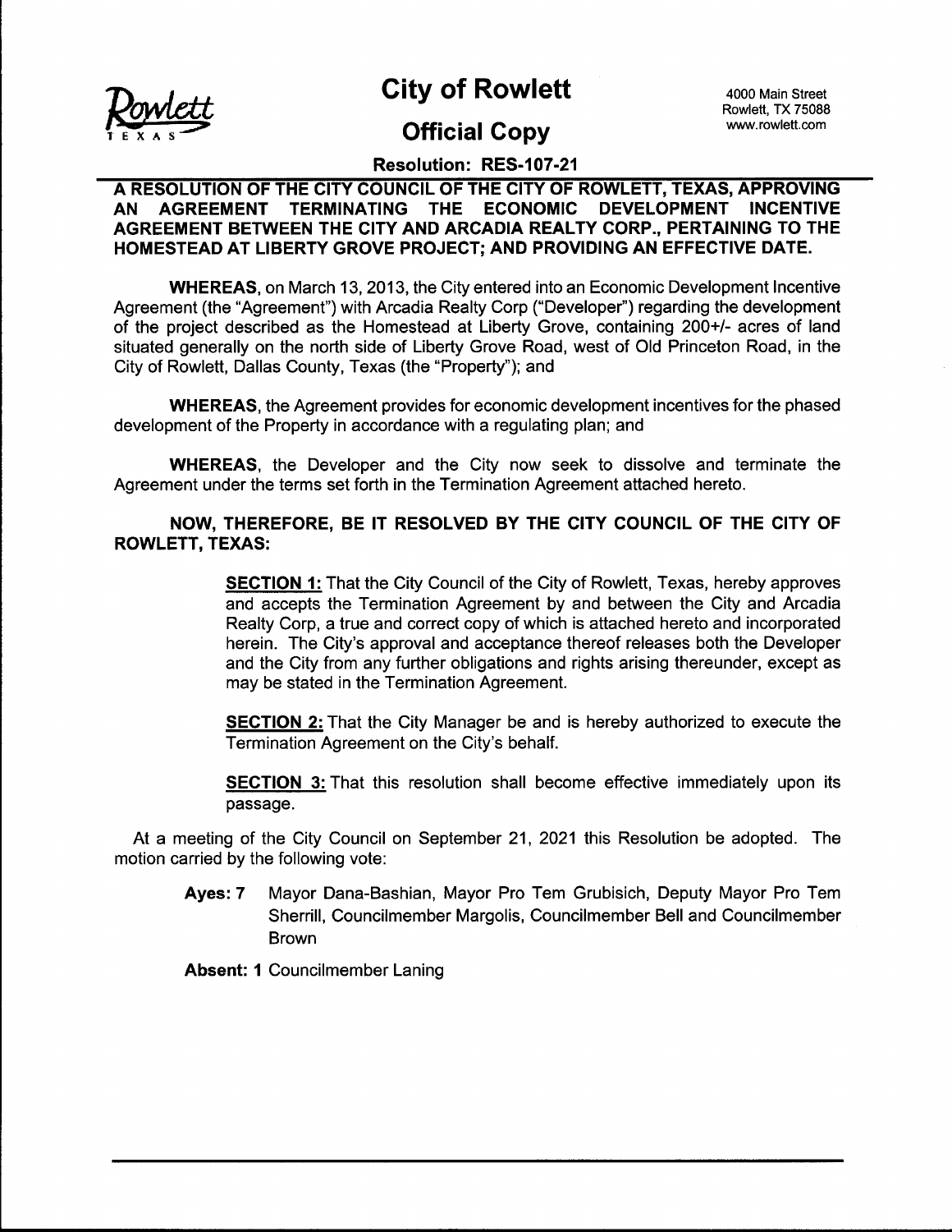# City of Rowlett

4000 Main Street
Rowlett, TX 75088
www.rowlett.com

## Official Copy

**Resolution: RES-107-21**

**A RESOLUTION OF THE CITY COUNCIL OF THE CITY OF ROWLETT, TEXAS, APPROVING AN AGREEMENT TERMINATING THE ECONOMIC DEVELOPMENT INCENTIVE AGREEMENT BETWEEN THE CITY AND ARCADIA REALTY CORP., PERTAINING TO THE HOMESTEAD AT LIBERTY GROVE PROJECT; AND PROVIDING AN EFFECTIVE DATE.**

**WHEREAS**, on March 13, 2013, the City entered into an Economic Development Incentive Agreement (the "Agreement") with Arcadia Realty Corp ("Developer") regarding the development of the project described as the Homestead at Liberty Grove, containing 200+/- acres of land situated generally on the north side of Liberty Grove Road, west of Old Princeton Road, in the City of Rowlett, Dallas County, Texas (the "Property"); and

**WHEREAS**, the Agreement provides for economic development incentives for the phased development of the Property in accordance with a regulating plan; and

**WHEREAS**, the Developer and the City now seek to dissolve and terminate the Agreement under the terms set forth in the Termination Agreement attached hereto.

**NOW, THEREFORE, BE IT RESOLVED BY THE CITY COUNCIL OF THE CITY OF ROWLETT, TEXAS:**

**SECTION 1:** That the City Council of the City of Rowlett, Texas, hereby approves and accepts the Termination Agreement by and between the City and Arcadia Realty Corp, a true and correct copy of which is attached hereto and incorporated herein. The City's approval and acceptance thereof releases both the Developer and the City from any further obligations and rights arising thereunder, except as may be stated in the Termination Agreement.

**SECTION 2:** That the City Manager be and is hereby authorized to execute the Termination Agreement on the City's behalf.

**SECTION 3:** That this resolution shall become effective immediately upon its passage.

At a meeting of the City Council on September 21, 2021 this Resolution be adopted. The motion carried by the following vote:

**Ayes: 7** Mayor Dana-Bashian, Mayor Pro Tem Grubisich, Deputy Mayor Pro Tem Sherrill, Councilmember Margolis, Councilmember Bell and Councilmember Brown

**Absent: 1** Councilmember Laning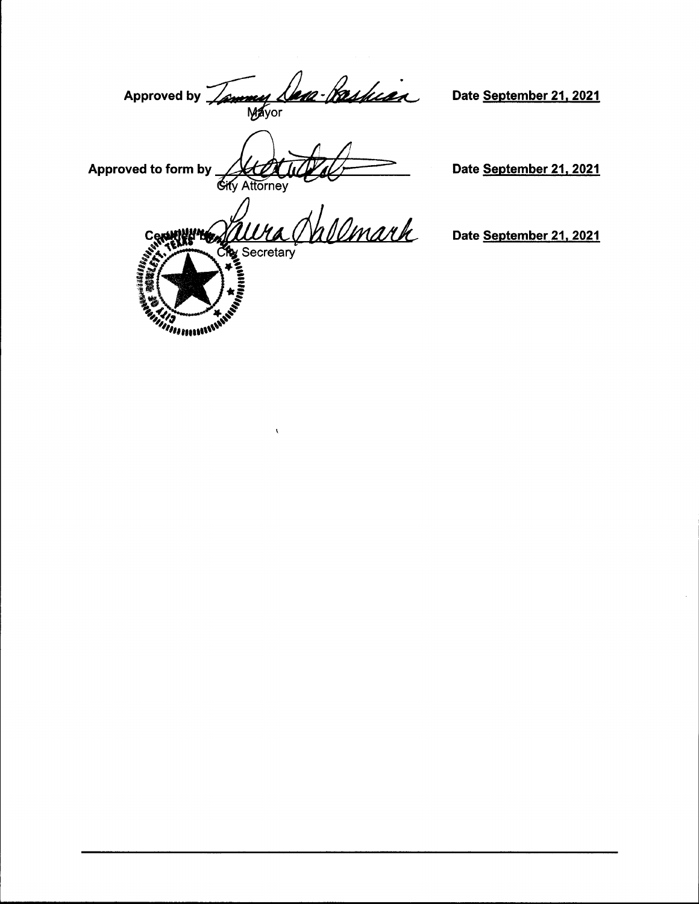Approved by Tammy Dana-Bashian
Mayor

Date September 21, 2021

Approved to form by ____________________
City Attorney

Date September 21, 2021

Certified by Laura Thalmark
City Secretary

Date September 21, 2021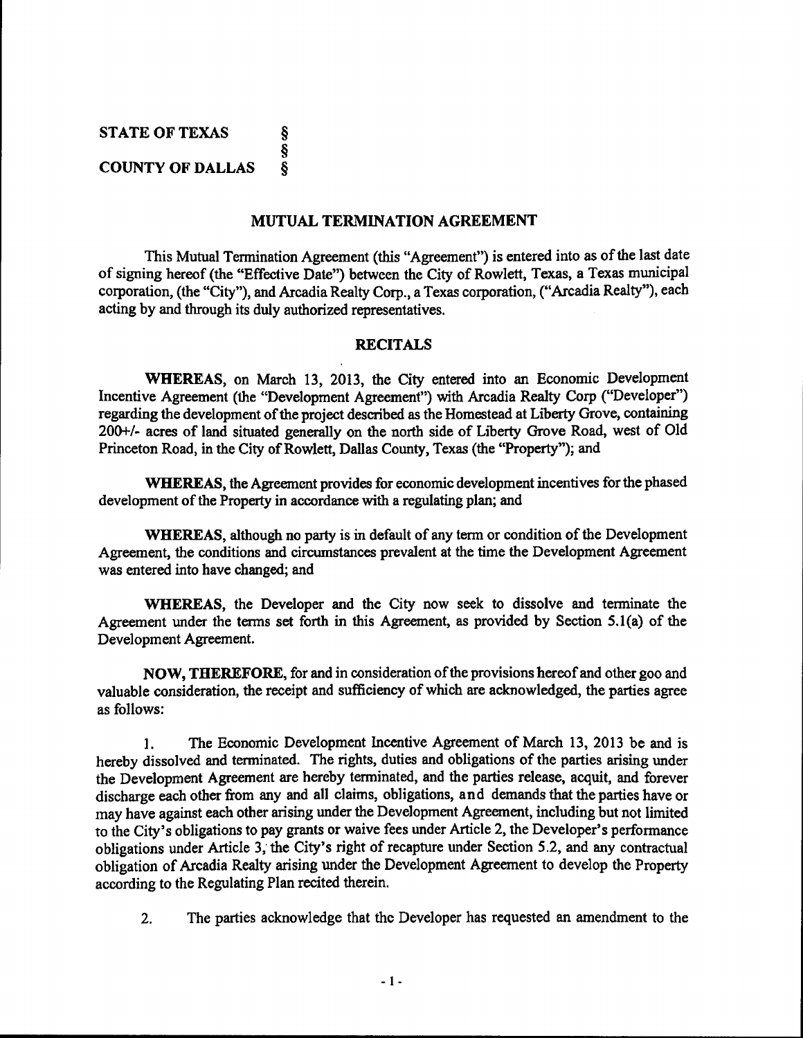STATE OF TEXAS §
§
COUNTY OF DALLAS §

## MUTUAL TERMINATION AGREEMENT

This Mutual Termination Agreement (this "Agreement") is entered into as of the last date of signing hereof (the "Effective Date") between the City of Rowlett, Texas, a Texas municipal corporation, (the "City"), and Arcadia Realty Corp., a Texas corporation, ("Arcadia Realty"), each acting by and through its duly authorized representatives.

## RECITALS

**WHEREAS**, on March 13, 2013, the City entered into an Economic Development Incentive Agreement (the "Development Agreement") with Arcadia Realty Corp ("Developer") regarding the development of the project described as the Homestead at Liberty Grove, containing 200+/- acres of land situated generally on the north side of Liberty Grove Road, west of Old Princeton Road, in the City of Rowlett, Dallas County, Texas (the "Property"); and

**WHEREAS**, the Agreement provides for economic development incentives for the phased development of the Property in accordance with a regulating plan; and

**WHEREAS**, although no party is in default of any term or condition of the Development Agreement, the conditions and circumstances prevalent at the time the Development Agreement was entered into have changed; and

**WHEREAS**, the Developer and the City now seek to dissolve and terminate the Agreement under the terms set forth in this Agreement, as provided by Section 5.1(a) of the Development Agreement.

**NOW, THEREFORE**, for and in consideration of the provisions hereof and other goo and valuable consideration, the receipt and sufficiency of which are acknowledged, the parties agree as follows:

1. The Economic Development Incentive Agreement of March 13, 2013 be and is hereby dissolved and terminated. The rights, duties and obligations of the parties arising under the Development Agreement are hereby terminated, and the parties release, acquit, and forever discharge each other from any and all claims, obligations, and demands that the parties have or may have against each other arising under the Development Agreement, including but not limited to the City's obligations to pay grants or waive fees under Article 2, the Developer's performance obligations under Article 3, the City's right of recapture under Section 5.2, and any contractual obligation of Arcadia Realty arising under the Development Agreement to develop the Property according to the Regulating Plan recited therein.

2. The parties acknowledge that the Developer has requested an amendment to the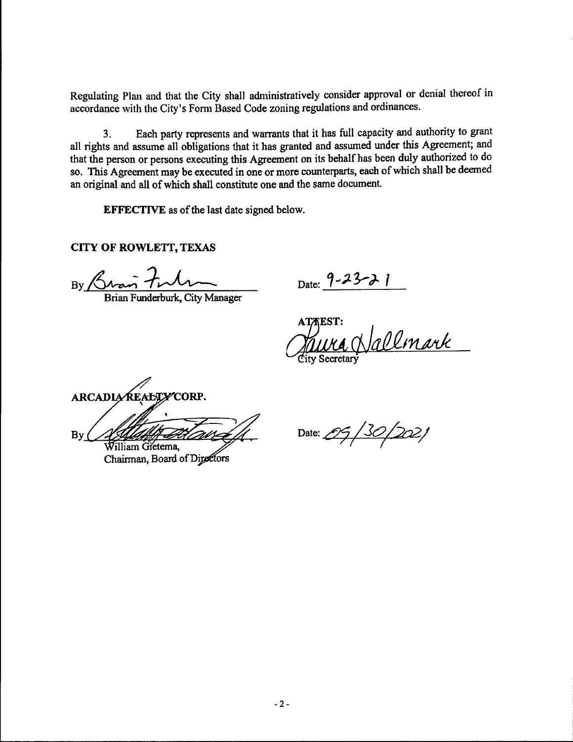Regulating Plan and that the City shall administratively consider approval or denial thereof in accordance with the City's Form Based Code zoning regulations and ordinances.

3. Each party represents and warrants that it has full capacity and authority to grant all rights and assume all obligations that it has granted and assumed under this Agreement; and that the person or persons executing this Agreement on its behalf has been duly authorized to do so. This Agreement may be executed in one or more counterparts, each of which shall be deemed an original and all of which shall constitute one and the same document.

**EFFECTIVE** as of the last date signed below.

**CITY OF ROWLETT, TEXAS**

By ______________________
Brian Funderburk, City Manager

Date: 9-23-21

**ATTEST:**

______________________
City Secretary

**ARCADIA REALTY CORP.**

By ______________________
William Gietema,
Chairman, Board of Directors

Date: 09/30/2021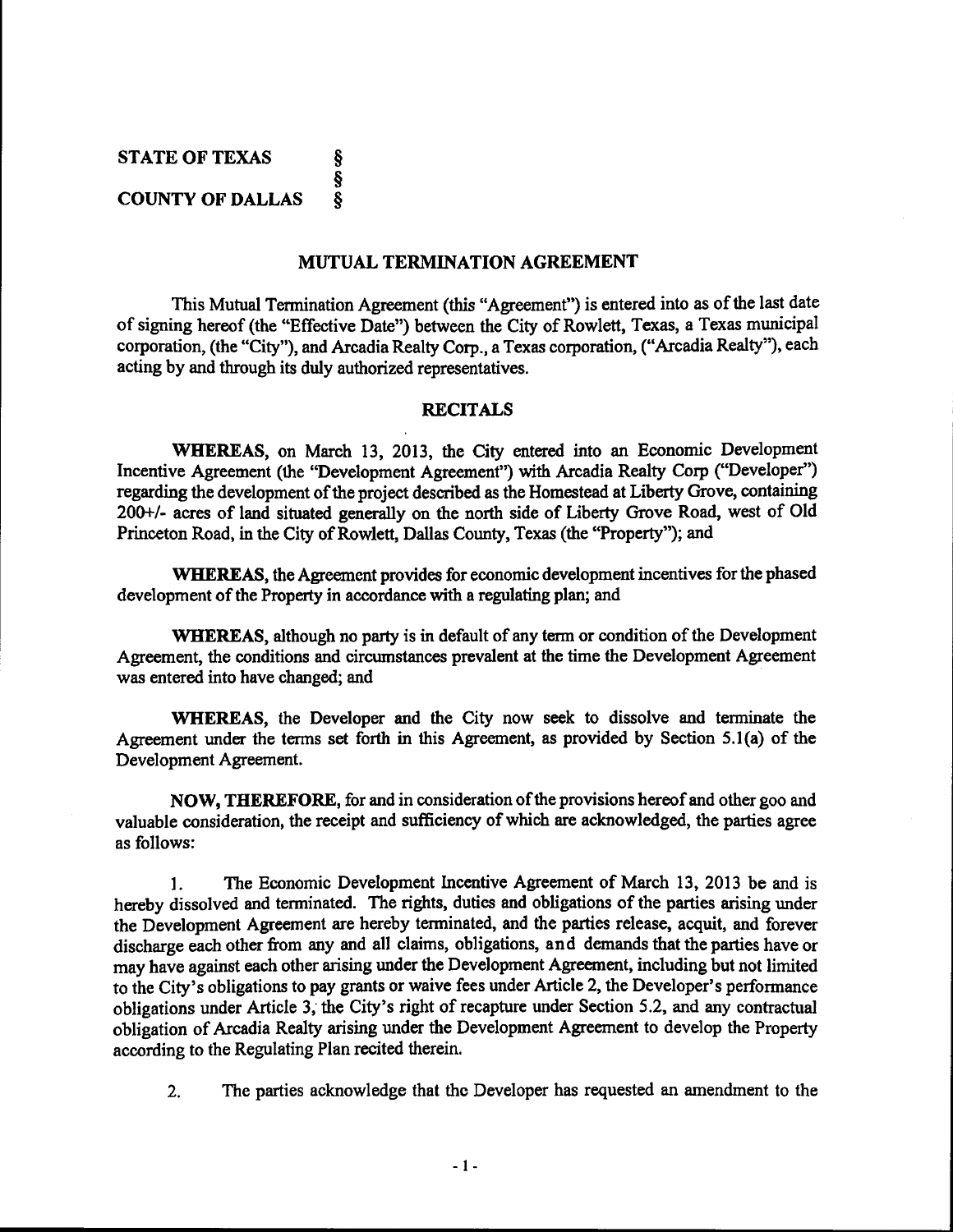**STATE OF TEXAS §**
**§**
**COUNTY OF DALLAS §**

# MUTUAL TERMINATION AGREEMENT

This Mutual Termination Agreement (this "Agreement") is entered into as of the last date of signing hereof (the "Effective Date") between the City of Rowlett, Texas, a Texas municipal corporation, (the "City"), and Arcadia Realty Corp., a Texas corporation, ("Arcadia Realty"), each acting by and through its duly authorized representatives.

## RECITALS

**WHEREAS,** on March 13, 2013, the City entered into an Economic Development Incentive Agreement (the "Development Agreement") with Arcadia Realty Corp ("Developer") regarding the development of the project described as the Homestead at Liberty Grove, containing 200+/- acres of land situated generally on the north side of Liberty Grove Road, west of Old Princeton Road, in the City of Rowlett, Dallas County, Texas (the "Property"); and

**WHEREAS,** the Agreement provides for economic development incentives for the phased development of the Property in accordance with a regulating plan; and

**WHEREAS,** although no party is in default of any term or condition of the Development Agreement, the conditions and circumstances prevalent at the time the Development Agreement was entered into have changed; and

**WHEREAS,** the Developer and the City now seek to dissolve and terminate the Agreement under the terms set forth in this Agreement, as provided by Section 5.1(a) of the Development Agreement.

**NOW, THEREFORE,** for and in consideration of the provisions hereof and other goo and valuable consideration, the receipt and sufficiency of which are acknowledged, the parties agree as follows:

1. The Economic Development Incentive Agreement of March 13, 2013 be and is hereby dissolved and terminated. The rights, duties and obligations of the parties arising under the Development Agreement are hereby terminated, and the parties release, acquit, and forever discharge each other from any and all claims, obligations, and demands that the parties have or may have against each other arising under the Development Agreement, including but not limited to the City's obligations to pay grants or waive fees under Article 2, the Developer's performance obligations under Article 3, the City's right of recapture under Section 5.2, and any contractual obligation of Arcadia Realty arising under the Development Agreement to develop the Property according to the Regulating Plan recited therein.

2. The parties acknowledge that the Developer has requested an amendment to the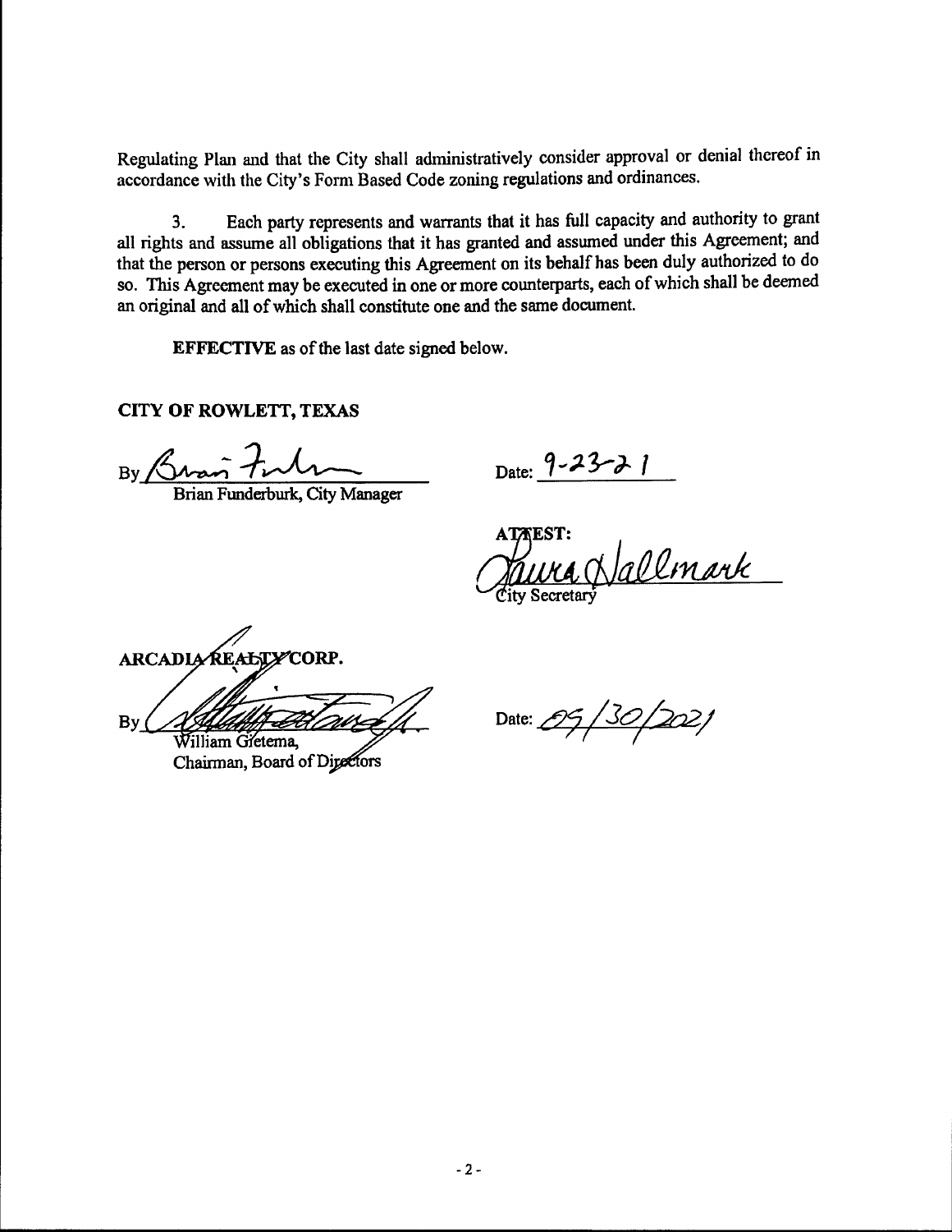Regulating Plan and that the City shall administratively consider approval or denial thereof in accordance with the City's Form Based Code zoning regulations and ordinances.

3. Each party represents and warrants that it has full capacity and authority to grant all rights and assume all obligations that it has granted and assumed under this Agreement; and that the person or persons executing this Agreement on its behalf has been duly authorized to do so. This Agreement may be executed in one or more counterparts, each of which shall be deemed an original and all of which shall constitute one and the same document.

**EFFECTIVE** as of the last date signed below.

**CITY OF ROWLETT, TEXAS**

By ____________________ Date: 9-23-21
Brian Funderburk, City Manager

ATTEST:
____________________
City Secretary

**ARCADIA REALTY CORP.**

By ____________________ Date: 09/30/2021
William Gietema,
Chairman, Board of Directors